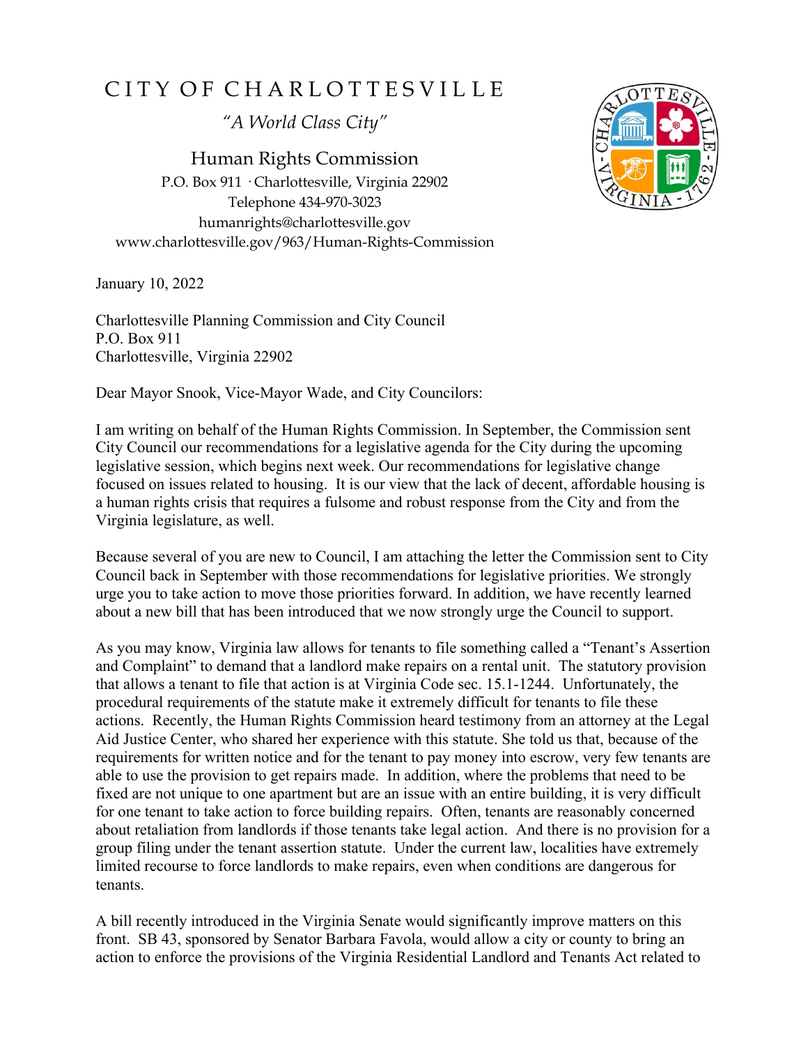# CITY OF CHARLOTTESVILLE

*"A World Class City"*

Human Rights Commission
P.O. Box 911 · Charlottesville, Virginia 22902
Telephone 434-970-3023
humanrights@charlottesville.gov
www.charlottesville.gov/963/Human-Rights-Commission

January 10, 2022

Charlottesville Planning Commission and City Council
P.O. Box 911
Charlottesville, Virginia 22902

Dear Mayor Snook, Vice-Mayor Wade, and City Councilors:

I am writing on behalf of the Human Rights Commission. In September, the Commission sent City Council our recommendations for a legislative agenda for the City during the upcoming legislative session, which begins next week. Our recommendations for legislative change focused on issues related to housing. It is our view that the lack of decent, affordable housing is a human rights crisis that requires a fulsome and robust response from the City and from the Virginia legislature, as well.

Because several of you are new to Council, I am attaching the letter the Commission sent to City Council back in September with those recommendations for legislative priorities. We strongly urge you to take action to move those priorities forward. In addition, we have recently learned about a new bill that has been introduced that we now strongly urge the Council to support.

As you may know, Virginia law allows for tenants to file something called a "Tenant's Assertion and Complaint" to demand that a landlord make repairs on a rental unit. The statutory provision that allows a tenant to file that action is at Virginia Code sec. 15.1-1244. Unfortunately, the procedural requirements of the statute make it extremely difficult for tenants to file these actions. Recently, the Human Rights Commission heard testimony from an attorney at the Legal Aid Justice Center, who shared her experience with this statute. She told us that, because of the requirements for written notice and for the tenant to pay money into escrow, very few tenants are able to use the provision to get repairs made. In addition, where the problems that need to be fixed are not unique to one apartment but are an issue with an entire building, it is very difficult for one tenant to take action to force building repairs. Often, tenants are reasonably concerned about retaliation from landlords if those tenants take legal action. And there is no provision for a group filing under the tenant assertion statute. Under the current law, localities have extremely limited recourse to force landlords to make repairs, even when conditions are dangerous for tenants.

A bill recently introduced in the Virginia Senate would significantly improve matters on this front. SB 43, sponsored by Senator Barbara Favola, would allow a city or county to bring an action to enforce the provisions of the Virginia Residential Landlord and Tenants Act related to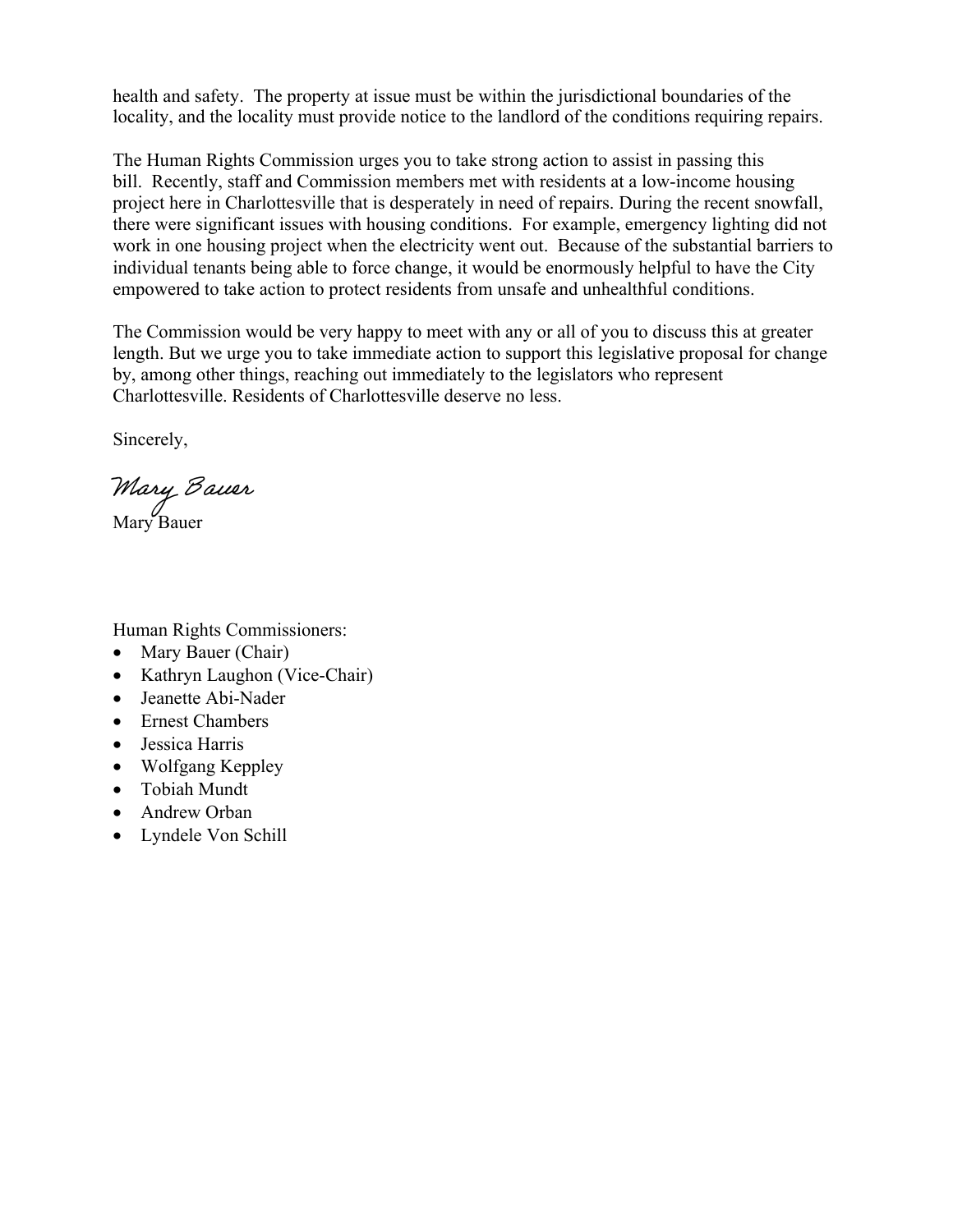health and safety. The property at issue must be within the jurisdictional boundaries of the locality, and the locality must provide notice to the landlord of the conditions requiring repairs.

The Human Rights Commission urges you to take strong action to assist in passing this bill. Recently, staff and Commission members met with residents at a low-income housing project here in Charlottesville that is desperately in need of repairs. During the recent snowfall, there were significant issues with housing conditions. For example, emergency lighting did not work in one housing project when the electricity went out. Because of the substantial barriers to individual tenants being able to force change, it would be enormously helpful to have the City empowered to take action to protect residents from unsafe and unhealthful conditions.

The Commission would be very happy to meet with any or all of you to discuss this at greater length. But we urge you to take immediate action to support this legislative proposal for change by, among other things, reaching out immediately to the legislators who represent Charlottesville. Residents of Charlottesville deserve no less.

Sincerely,

*Mary Bauer*

Mary Bauer

Human Rights Commissioners:

- Mary Bauer (Chair)
- Kathryn Laughon (Vice-Chair)
- Jeanette Abi-Nader
- Ernest Chambers
- Jessica Harris
- Wolfgang Keppley
- Tobiah Mundt
- Andrew Orban
- Lyndele Von Schill